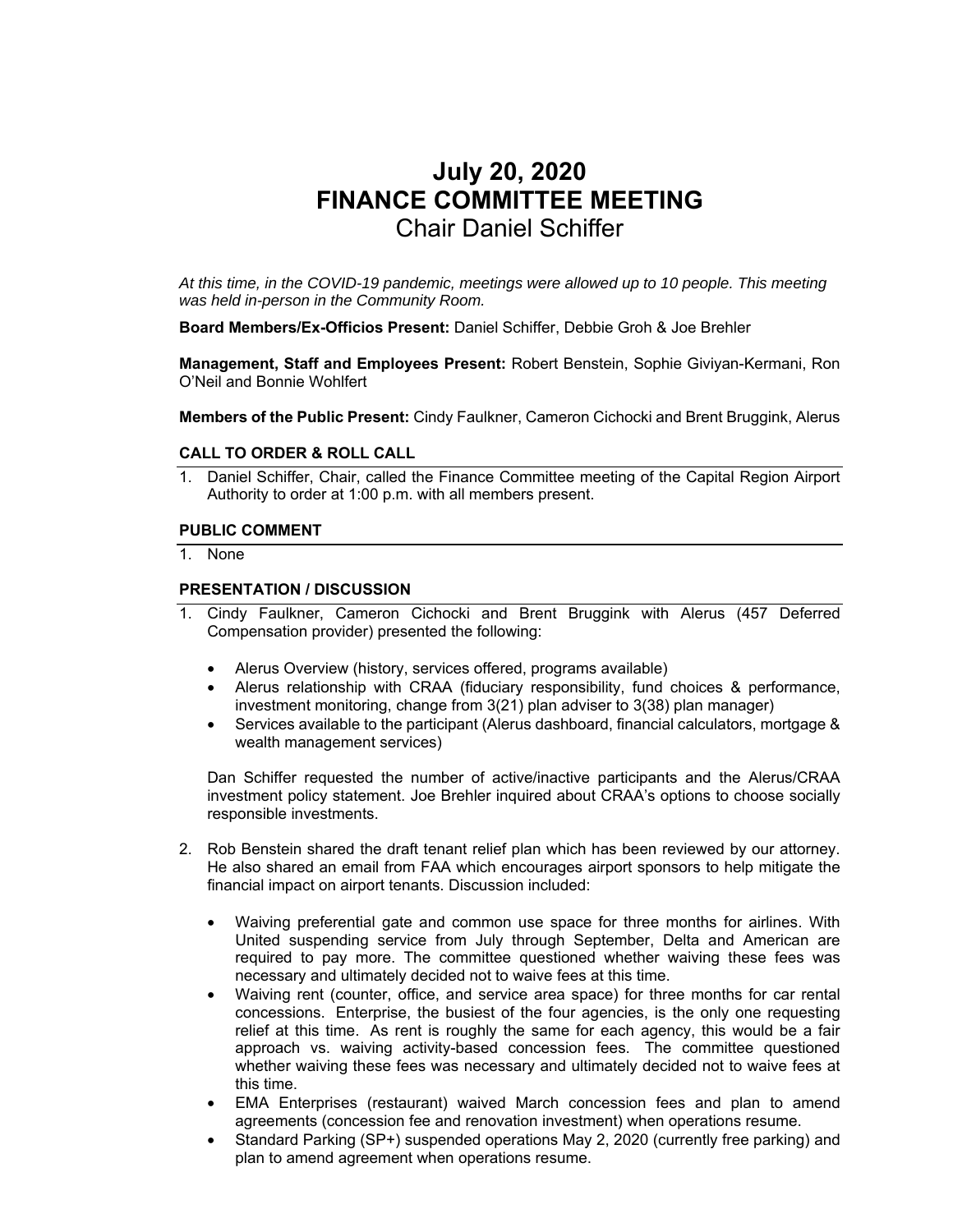# July 20, 2020
# FINANCE COMMITTEE MEETING
## Chair Daniel Schiffer

*At this time, in the COVID-19 pandemic, meetings were allowed up to 10 people. This meeting was held in-person in the Community Room.*

**Board Members/Ex-Officios Present:** Daniel Schiffer, Debbie Groh & Joe Brehler

**Management, Staff and Employees Present:** Robert Benstein, Sophie Giviyan-Kermani, Ron O'Neil and Bonnie Wohlfert

**Members of the Public Present:** Cindy Faulkner, Cameron Cichocki and Brent Bruggink, Alerus

### CALL TO ORDER & ROLL CALL

1. Daniel Schiffer, Chair, called the Finance Committee meeting of the Capital Region Airport Authority to order at 1:00 p.m. with all members present.

### PUBLIC COMMENT

1. None

### PRESENTATION / DISCUSSION

1. Cindy Faulkner, Cameron Cichocki and Brent Bruggink with Alerus (457 Deferred Compensation provider) presented the following:

   - Alerus Overview (history, services offered, programs available)
   - Alerus relationship with CRAA (fiduciary responsibility, fund choices & performance, investment monitoring, change from 3(21) plan adviser to 3(38) plan manager)
   - Services available to the participant (Alerus dashboard, financial calculators, mortgage & wealth management services)

   Dan Schiffer requested the number of active/inactive participants and the Alerus/CRAA investment policy statement. Joe Brehler inquired about CRAA's options to choose socially responsible investments.

2. Rob Benstein shared the draft tenant relief plan which has been reviewed by our attorney. He also shared an email from FAA which encourages airport sponsors to help mitigate the financial impact on airport tenants. Discussion included:

   - Waiving preferential gate and common use space for three months for airlines. With United suspending service from July through September, Delta and American are required to pay more. The committee questioned whether waiving these fees was necessary and ultimately decided not to waive fees at this time.
   - Waiving rent (counter, office, and service area space) for three months for car rental concessions. Enterprise, the busiest of the four agencies, is the only one requesting relief at this time. As rent is roughly the same for each agency, this would be a fair approach vs. waiving activity-based concession fees. The committee questioned whether waiving these fees was necessary and ultimately decided not to waive fees at this time.
   - EMA Enterprises (restaurant) waived March concession fees and plan to amend agreements (concession fee and renovation investment) when operations resume.
   - Standard Parking (SP+) suspended operations May 2, 2020 (currently free parking) and plan to amend agreement when operations resume.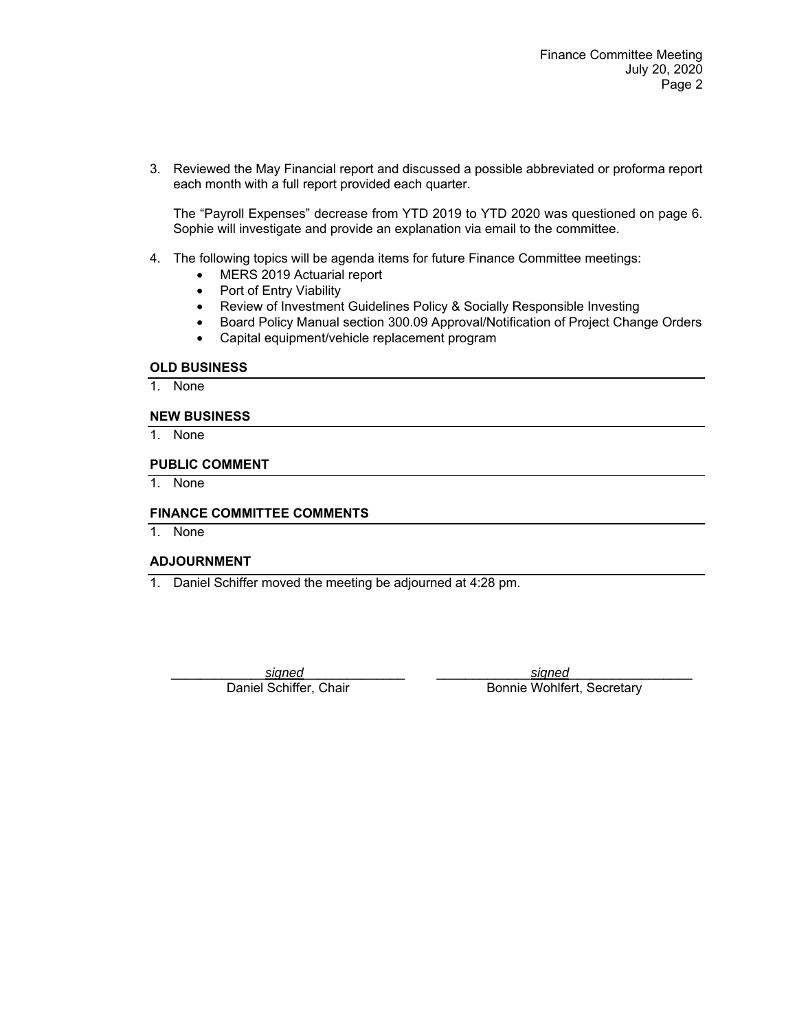3. Reviewed the May Financial report and discussed a possible abbreviated or proforma report each month with a full report provided each quarter.

   The "Payroll Expenses" decrease from YTD 2019 to YTD 2020 was questioned on page 6. Sophie will investigate and provide an explanation via email to the committee.

4. The following topics will be agenda items for future Finance Committee meetings:
   - MERS 2019 Actuarial report
   - Port of Entry Viability
   - Review of Investment Guidelines Policy & Socially Responsible Investing
   - Board Policy Manual section 300.09 Approval/Notification of Project Change Orders
   - Capital equipment/vehicle replacement program

**OLD BUSINESS**

1. None

**NEW BUSINESS**

1. None

**PUBLIC COMMENT**

1. None

**FINANCE COMMITTEE COMMENTS**

1. None

**ADJOURNMENT**

1. Daniel Schiffer moved the meeting be adjourned at 4:28 pm.

*signed*
Daniel Schiffer, Chair

*signed*
Bonnie Wohlfert, Secretary